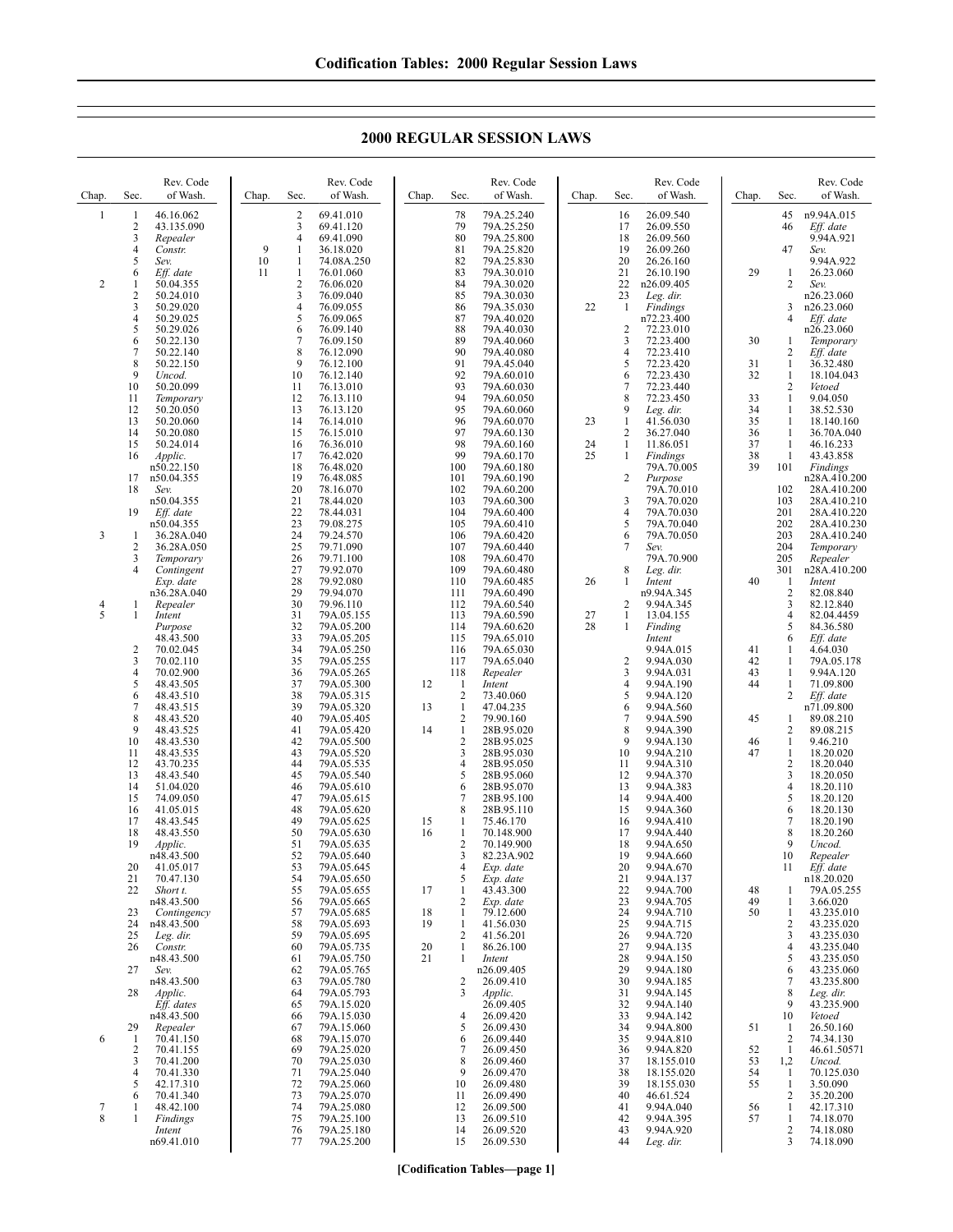# 2000 REGULAR SESSION LAWS

| Chap. | Sec. | Rev. Code of Wash. |
|---|---|---|
| 1 | 1 | 46.16.062 |
| | 2 | 43.135.090 |
| | 3 | *Repealer* |
| | 4 | *Constr.* |
| | 5 | *Sev.* |
| | 6 | *Eff. date* |
| 2 | 1 | 50.04.355 |
| | 2 | 50.24.010 |
| | 3 | 50.29.020 |
| | 4 | 50.29.025 |
| | 5 | 50.29.026 |
| | 6 | 50.22.130 |
| | 7 | 50.22.140 |
| | 8 | 50.22.150 |
| | 9 | *Uncod.* |
| | 10 | 50.20.099 |
| | 11 | *Temporary* |
| | 12 | 50.20.050 |
| | 13 | 50.20.060 |
| | 14 | 50.20.080 |
| | 15 | 50.24.014 |
| | 16 | *Applic.* n50.22.150 |
| | 17 | n50.04.355 |
| | 18 | *Sev.* n50.04.355 |
| | 19 | *Eff. date* n50.04.355 |
| 3 | 1 | 36.28A.040 |
| | 2 | 36.28A.050 |
| | 3 | *Temporary* |
| | 4 | *Contingent Exp. date* n36.28A.040 |
| 4 | 1 | *Repealer* |
| 5 | 1 | *Intent Purpose* 48.43.500 |
| | 2 | 70.02.045 |
| | 3 | 70.02.110 |
| | 4 | 70.02.900 |
| | 5 | 48.43.505 |
| | 6 | 48.43.510 |
| | 7 | 48.43.515 |
| | 8 | 48.43.520 |
| | 9 | 48.43.525 |
| | 10 | 48.43.530 |
| | 11 | 48.43.535 |
| | 12 | 43.70.235 |
| | 13 | 48.43.540 |
| | 14 | 51.04.020 |
| | 15 | 74.09.050 |
| | 16 | 41.05.015 |
| | 17 | 48.43.545 |
| | 18 | 48.43.550 |
| | 19 | *Applic.* n48.43.500 |
| | 20 | 41.05.017 |
| | 21 | 70.47.130 |
| | 22 | *Short t.* n48.43.500 |
| | 23 | *Contingency* |
| | 24 | n48.43.500 |
| | 25 | *Leg. dir.* |
| | 26 | *Constr.* n48.43.500 |
| | 27 | *Sev.* n48.43.500 |
| | 28 | *Applic. Eff. dates* n48.43.500 |
| | 29 | *Repealer* |
| 6 | 1 | 70.41.150 |
| | 2 | 70.41.155 |
| | 3 | 70.41.200 |
| | 4 | 70.41.330 |
| | 5 | 42.17.310 |
| | 6 | 70.41.340 |
| 7 | 1 | 48.42.100 |
| 8 | 1 | *Findings Intent* n69.41.010 |
| | 2 | 69.41.010 |
| | 3 | 69.41.120 |
| | 4 | 69.41.090 |
| 9 | 1 | 36.18.020 |
| 10 | 1 | 74.08A.250 |
| 11 | 1 | 76.01.060 |
| | 2 | 76.06.020 |
| | 3 | 76.09.040 |
| | 4 | 76.09.055 |
| | 5 | 76.09.065 |
| | 6 | 76.09.140 |
| | 7 | 76.09.150 |
| | 8 | 76.12.090 |
| | 9 | 76.12.100 |
| | 10 | 76.12.140 |
| | 11 | 76.13.010 |
| | 12 | 76.13.110 |
| | 13 | 76.13.120 |
| | 14 | 76.14.010 |
| | 15 | 76.15.010 |
| | 16 | 76.36.010 |
| | 17 | 76.42.020 |
| | 18 | 76.48.020 |
| | 19 | 76.48.085 |
| | 20 | 78.16.070 |
| | 21 | 78.44.020 |
| | 22 | 78.44.031 |
| | 23 | 79.08.275 |
| | 24 | 79.24.570 |
| | 25 | 79.71.090 |
| | 26 | 79.71.100 |
| | 27 | 79.92.070 |
| | 28 | 79.92.080 |
| | 29 | 79.94.070 |
| | 30 | 79.96.110 |
| | 31 | 79A.05.155 |
| | 32 | 79A.05.200 |
| | 33 | 79A.05.205 |
| | 34 | 79A.05.250 |
| | 35 | 79A.05.255 |
| | 36 | 79A.05.265 |
| | 37 | 79A.05.300 |
| | 38 | 79A.05.315 |
| | 39 | 79A.05.320 |
| | 40 | 79A.05.405 |
| | 41 | 79A.05.420 |
| | 42 | 79A.05.500 |
| | 43 | 79A.05.520 |
| | 44 | 79A.05.535 |
| | 45 | 79A.05.540 |
| | 46 | 79A.05.610 |
| | 47 | 79A.05.615 |
| | 48 | 79A.05.620 |
| | 49 | 79A.05.625 |
| | 50 | 79A.05.630 |
| | 51 | 79A.05.635 |
| | 52 | 79A.05.640 |
| | 53 | 79A.05.645 |
| | 54 | 79A.05.650 |
| | 55 | 79A.05.655 |
| | 56 | 79A.05.665 |
| | 57 | 79A.05.685 |
| | 58 | 79A.05.693 |
| | 59 | 79A.05.695 |
| | 60 | 79A.05.735 |
| | 61 | 79A.05.750 |
| | 62 | 79A.05.765 |
| | 63 | 79A.05.780 |
| | 64 | 79A.05.793 |
| | 65 | 79A.15.020 |
| | 66 | 79A.15.030 |
| | 67 | 79A.15.060 |
| | 68 | 79A.15.070 |
| | 69 | 79A.25.020 |
| | 70 | 79A.25.030 |
| | 71 | 79A.25.040 |
| | 72 | 79A.25.060 |
| | 73 | 79A.25.070 |
| | 74 | 79A.25.080 |
| | 75 | 79A.25.100 |
| | 76 | 79A.25.180 |
| | 77 | 79A.25.200 |
| | 78 | 79A.25.240 |
| | 79 | 79A.25.250 |
| | 80 | 79A.25.800 |
| | 81 | 79A.25.820 |
| | 82 | 79A.25.830 |
| | 83 | 79A.30.010 |
| | 84 | 79A.30.020 |
| | 85 | 79A.30.030 |
| | 86 | 79A.35.030 |
| | 87 | 79A.40.020 |
| | 88 | 79A.40.030 |
| | 89 | 79A.40.060 |
| | 90 | 79A.40.080 |
| | 91 | 79A.45.040 |
| | 92 | 79A.60.010 |
| | 93 | 79A.60.030 |
| | 94 | 79A.60.050 |
| | 95 | 79A.60.060 |
| | 96 | 79A.60.070 |
| | 97 | 79A.60.130 |
| | 98 | 79A.60.160 |
| | 99 | 79A.60.170 |
| | 100 | 79A.60.180 |
| | 101 | 79A.60.190 |
| | 102 | 79A.60.200 |
| | 103 | 79A.60.300 |
| | 104 | 79A.60.400 |
| | 105 | 79A.60.410 |
| | 106 | 79A.60.420 |
| | 107 | 79A.60.440 |
| | 108 | 79A.60.470 |
| | 109 | 79A.60.480 |
| | 110 | 79A.60.485 |
| | 111 | 79A.60.490 |
| | 112 | 79A.60.540 |
| | 113 | 79A.60.590 |
| | 114 | 79A.60.620 |
| | 115 | 79A.65.010 |
| | 116 | 79A.65.030 |
| | 117 | 79A.65.040 |
| | 118 | *Repealer* |
| 12 | 1 | *Intent* |
| | 2 | 73.40.060 |
| 13 | 1 | 47.04.235 |
| | 2 | 79.90.160 |
| 14 | 1 | 28B.95.020 |
| | 2 | 28B.95.025 |
| | 3 | 28B.95.030 |
| | 4 | 28B.95.050 |
| | 5 | 28B.95.060 |
| | 6 | 28B.95.070 |
| | 7 | 28B.95.100 |
| | 8 | 28B.95.110 |
| 15 | 1 | 75.46.170 |
| 16 | 1 | 70.148.900 |
| | 2 | 70.149.900 |
| | 3 | 82.23A.902 |
| | 4 | *Exp. date* |
| | 5 | *Exp. date* |
| 17 | 1 | 43.43.300 |
| | 2 | *Exp. date* |
| 18 | 1 | 79.12.600 |
| 19 | 1 | 41.56.030 |
| | 2 | 41.56.201 |
| 20 | 1 | 86.26.100 |
| 21 | 1 | *Intent* n26.09.405 |
| | 2 | 26.09.410 |
| | 3 | *Applic.* 26.09.405 |
| | 4 | 26.09.420 |
| | 5 | 26.09.430 |
| | 6 | 26.09.440 |
| | 7 | 26.09.450 |
| | 8 | 26.09.460 |
| | 9 | 26.09.470 |
| | 10 | 26.09.480 |
| | 11 | 26.09.490 |
| | 12 | 26.09.500 |
| | 13 | 26.09.510 |
| | 14 | 26.09.520 |
| | 15 | 26.09.530 |
| | 16 | 26.09.540 |
| | 17 | 26.09.550 |
| | 18 | 26.09.560 |
| | 19 | 26.09.260 |
| | 20 | 26.26.160 |
| | 21 | 26.10.190 |
| | 22 | n26.09.405 |
| | 23 | *Leg. dir.* |
| 22 | 1 | *Findings* n72.23.400 |
| | 2 | 72.23.010 |
| | 3 | 72.23.400 |
| | 4 | 72.23.410 |
| | 5 | 72.23.420 |
| | 6 | 72.23.430 |
| | 7 | 72.23.440 |
| | 8 | 72.23.450 |
| | 9 | *Leg. dir.* |
| 23 | 1 | 41.56.030 |
| | 2 | 36.27.040 |
| 24 | 1 | 11.86.051 |
| 25 | 1 | *Findings* 79A.70.005 |
| | 2 | *Purpose* 79A.70.010 |
| | 3 | 79A.70.020 |
| | 4 | 79A.70.030 |
| | 5 | 79A.70.040 |
| | 6 | 79A.70.050 |
| | 7 | *Sev.* 79A.70.900 |
| | 8 | *Leg. dir.* |
| 26 | 1 | *Intent* n9.94A.345 |
| | 2 | 9.94A.345 |
| 27 | 1 | 13.04.155 |
| 28 | 1 | *Finding Intent* 9.94A.015 |
| | 2 | 9.94A.030 |
| | 3 | 9.94A.031 |
| | 4 | 9.94A.190 |
| | 5 | 9.94A.120 |
| | 6 | 9.94A.560 |
| | 7 | 9.94A.590 |
| | 8 | 9.94A.390 |
| | 9 | 9.94A.130 |
| | 10 | 9.94A.210 |
| | 11 | 9.94A.310 |
| | 12 | 9.94A.370 |
| | 13 | 9.94A.383 |
| | 14 | 9.94A.400 |
| | 15 | 9.94A.360 |
| | 16 | 9.94A.410 |
| | 17 | 9.94A.440 |
| | 18 | 9.94A.650 |
| | 19 | 9.94A.660 |
| | 20 | 9.94A.670 |
| | 21 | 9.94A.137 |
| | 22 | 9.94A.700 |
| | 23 | 9.94A.705 |
| | 24 | 9.94A.710 |
| | 25 | 9.94A.715 |
| | 26 | 9.94A.720 |
| | 27 | 9.94A.135 |
| | 28 | 9.94A.150 |
| | 29 | 9.94A.180 |
| | 30 | 9.94A.185 |
| | 31 | 9.94A.145 |
| | 32 | 9.94A.140 |
| | 33 | 9.94A.142 |
| | 34 | 9.94A.800 |
| | 35 | 9.94A.810 |
| | 36 | 9.94A.820 |
| | 37 | 18.155.010 |
| | 38 | 18.155.020 |
| | 39 | 18.155.030 |
| | 40 | 46.61.524 |
| | 41 | 9.94A.040 |
| | 42 | 9.94A.395 |
| | 43 | 9.94A.920 |
| | 44 | *Leg. dir.* |
| | 45 | n9.94A.015 |
| | 46 | *Eff. date* 9.94A.921 |
| | 47 | *Sev.* 9.94A.922 |
| 29 | 1 | 26.23.060 |
| | 2 | *Sev.* n26.23.060 |
| | 3 | n26.23.060 |
| | 4 | *Eff. date* n26.23.060 |
| 30 | 1 | *Temporary* |
| | 2 | *Eff. date* |
| 31 | 1 | 36.32.480 |
| 32 | 1 | 18.104.043 |
| | 2 | *Vetoed* |
| 33 | 1 | 9.04.050 |
| 34 | 1 | 38.52.530 |
| 35 | 1 | 18.140.160 |
| 36 | 1 | 36.70A.040 |
| 37 | 1 | 46.16.233 |
| 38 | 1 | 43.43.858 |
| 39 | 101 | *Findings* n28A.410.200 |
| | 102 | 28A.410.200 |
| | 103 | 28A.410.210 |
| | 201 | 28A.410.220 |
| | 202 | 28A.410.230 |
| | 203 | 28A.410.240 |
| | 204 | *Temporary* |
| | 205 | *Repealer* |
| | 301 | n28A.410.200 |
| 40 | 1 | *Intent* |
| | 2 | 82.08.840 |
| | 3 | 82.12.840 |
| | 4 | 82.04.4459 |
| | 5 | 84.36.580 |
| | 6 | *Eff. date* |
| 41 | 1 | 4.64.030 |
| 42 | 1 | 79A.05.178 |
| 43 | 1 | 9.94A.120 |
| 44 | 1 | 71.09.800 |
| | 2 | *Eff. date* n71.09.800 |
| 45 | 1 | 89.08.210 |
| | 2 | 89.08.215 |
| 46 | 1 | 9.46.210 |
| 47 | 1 | 18.20.020 |
| | 2 | 18.20.040 |
| | 3 | 18.20.050 |
| | 4 | 18.20.110 |
| | 5 | 18.20.120 |
| | 6 | 18.20.130 |
| | 7 | 18.20.190 |
| | 8 | 18.20.260 |
| | 9 | *Uncod.* |
| | 10 | *Repealer* |
| | 11 | *Eff. date* n18.20.020 |
| 48 | 1 | 79A.05.255 |
| 49 | 1 | 3.66.020 |
| 50 | 1 | 43.235.010 |
| | 2 | 43.235.020 |
| | 3 | 43.235.030 |
| | 4 | 43.235.040 |
| | 5 | 43.235.050 |
| | 6 | 43.235.060 |
| | 7 | 43.235.800 |
| | 8 | *Leg. dir.* |
| | 9 | 43.235.900 |
| | 10 | *Vetoed* |
| 51 | 1 | 26.50.160 |
| | 2 | 74.34.130 |
| 52 | 1 | 46.61.50571 |
| 53 | 1,2 | *Uncod.* |
| 54 | 1 | 70.125.030 |
| 55 | 1 | 3.50.090 |
| | 2 | 35.20.200 |
| 56 | 1 | 42.17.310 |
| 57 | 1 | 74.18.070 |
| | 2 | 74.18.080 |
| | 3 | 74.18.090 |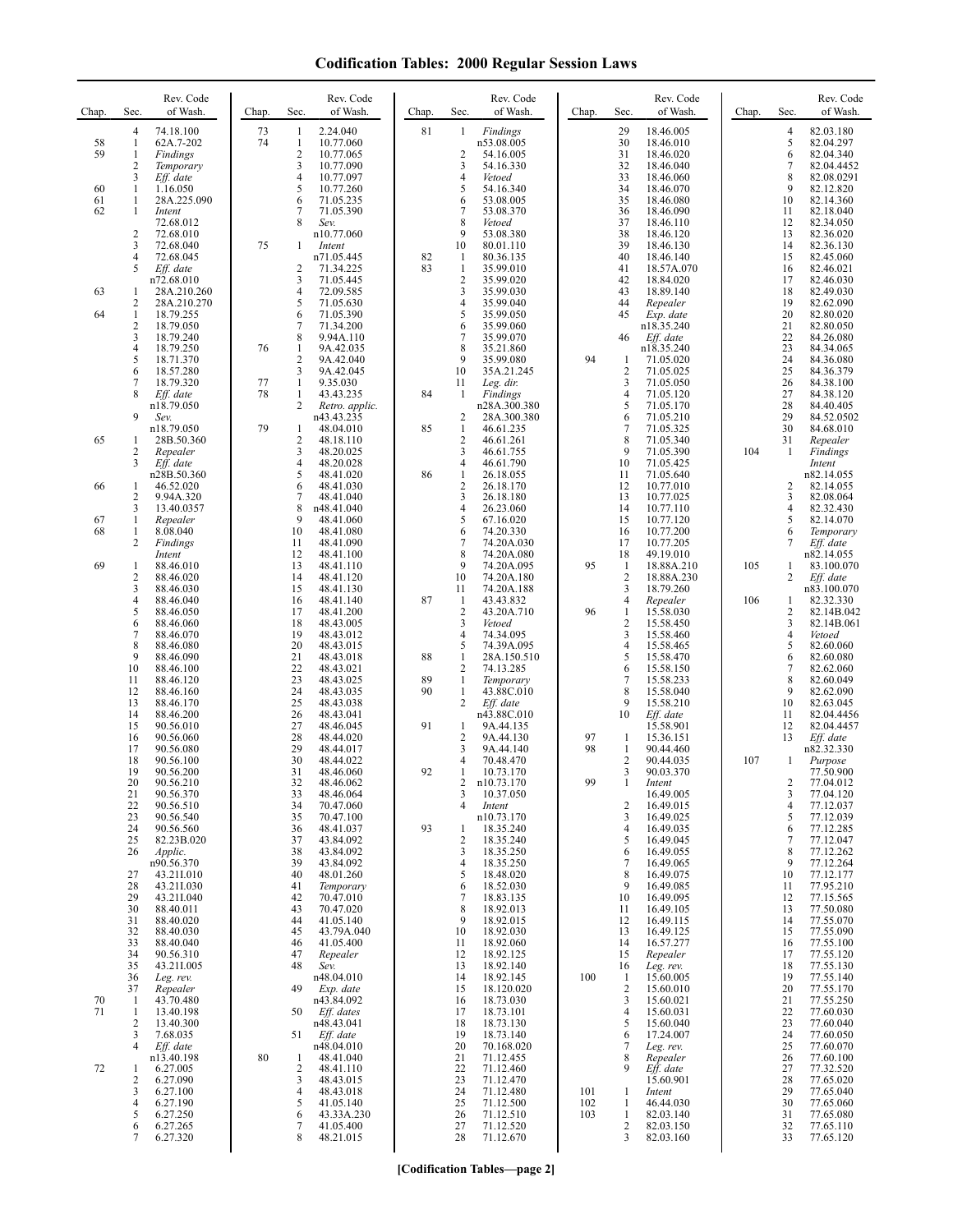# Codification Tables: 2000 Regular Session Laws

| Chap. | Sec. | Rev. Code of Wash. |
|---|---|---|
| | 4 | 74.18.100 |
| 58 | 1 | 62A.7-202 |
| 59 | 1 | *Findings* |
| | 2 | *Temporary* |
| | 3 | *Eff. date* |
| 60 | 1 | 1.16.050 |
| 61 | 1 | 28A.225.090 |
| 62 | 1 | *Intent* 72.68.012 |
| | 2 | 72.68.010 |
| | 3 | 72.68.040 |
| | 4 | 72.68.045 |
| | 5 | *Eff. date* n72.68.010 |
| 63 | 1 | 28A.210.260 |
| | 2 | 28A.210.270 |
| 64 | 1 | 18.79.255 |
| | 2 | 18.79.050 |
| | 3 | 18.79.240 |
| | 4 | 18.79.250 |
| | 5 | 18.71.370 |
| | 6 | 18.57.280 |
| | 7 | 18.79.320 |
| | 8 | *Eff. date* n18.79.050 |
| | 9 | *Sev.* n18.79.050 |
| 65 | 1 | 28B.50.360 |
| | 2 | *Repealer* |
| | 3 | *Eff. date* n28B.50.360 |
| 66 | 1 | 46.52.020 |
| | 2 | 9.94A.320 |
| | 3 | 13.40.0357 |
| 67 | 1 | *Repealer* |
| 68 | 1 | 8.08.040 |
| | 2 | *Findings Intent* |
| 69 | 1 | 88.46.010 |
| | 2 | 88.46.020 |
| | 3 | 88.46.030 |
| | 4 | 88.46.040 |
| | 5 | 88.46.050 |
| | 6 | 88.46.060 |
| | 7 | 88.46.070 |
| | 8 | 88.46.080 |
| | 9 | 88.46.090 |
| | 10 | 88.46.100 |
| | 11 | 88.46.120 |
| | 12 | 88.46.160 |
| | 13 | 88.46.170 |
| | 14 | 88.46.200 |
| | 15 | 90.56.010 |
| | 16 | 90.56.060 |
| | 17 | 90.56.080 |
| | 18 | 90.56.100 |
| | 19 | 90.56.200 |
| | 20 | 90.56.210 |
| | 21 | 90.56.370 |
| | 22 | 90.56.510 |
| | 23 | 90.56.540 |
| | 24 | 90.56.560 |
| | 25 | 82.23B.020 |
| | 26 | *Applic.* n90.56.370 |
| | 27 | 43.21I.010 |
| | 28 | 43.21I.030 |
| | 29 | 43.21I.040 |
| | 30 | 88.40.011 |
| | 31 | 88.40.020 |
| | 32 | 88.40.030 |
| | 33 | 88.40.040 |
| | 34 | 90.56.310 |
| | 35 | 43.21I.005 |
| | 36 | *Leg. rev.* |
| | 37 | *Repealer* |
| 70 | 1 | 43.70.480 |
| 71 | 1 | 13.40.198 |
| | 2 | 13.40.300 |
| | 3 | 7.68.035 |
| | 4 | *Eff. date* n13.40.198 |
| 72 | 1 | 6.27.005 |
| | 2 | 6.27.090 |
| | 3 | 6.27.100 |
| | 4 | 6.27.190 |
| | 5 | 6.27.250 |
| | 6 | 6.27.265 |
| | 7 | 6.27.320 |
| 73 | 1 | 2.24.040 |
| 74 | 1 | 10.77.060 |
| | 2 | 10.77.065 |
| | 3 | 10.77.090 |
| | 4 | 10.77.097 |
| | 5 | 10.77.260 |
| | 6 | 71.05.235 |
| | 7 | 71.05.390 |
| | 8 | *Sev.* n10.77.060 |
| 75 | 1 | *Intent* n71.05.445 |
| | 2 | 71.34.225 |
| | 3 | 71.05.445 |
| | 4 | 72.09.585 |
| | 5 | 71.05.630 |
| | 6 | 71.05.390 |
| | 7 | 71.34.200 |
| | 8 | 9.94A.110 |
| 76 | 1 | 9A.42.035 |
| | 2 | 9A.42.040 |
| | 3 | 9A.42.045 |
| 77 | 1 | 9.35.030 |
| 78 | 1 | 43.43.235 |
| | 2 | *Retro. applic.* n43.43.235 |
| 79 | 1 | 48.04.010 |
| | 2 | 48.18.110 |
| | 3 | 48.20.025 |
| | 4 | 48.20.028 |
| | 5 | 48.41.020 |
| | 6 | 48.41.030 |
| | 7 | 48.41.040 |
| | 8 | n48.41.040 |
| | 9 | 48.41.060 |
| | 10 | 48.41.080 |
| | 11 | 48.41.090 |
| | 12 | 48.41.100 |
| | 13 | 48.41.110 |
| | 14 | 48.41.120 |
| | 15 | 48.41.130 |
| | 16 | 48.41.140 |
| | 17 | 48.41.200 |
| | 18 | 48.43.005 |
| | 19 | 48.43.012 |
| | 20 | 48.43.015 |
| | 21 | 48.43.018 |
| | 22 | 48.43.021 |
| | 23 | 48.43.025 |
| | 24 | 48.43.035 |
| | 25 | 48.43.038 |
| | 26 | 48.43.041 |
| | 27 | 48.46.045 |
| | 28 | 48.44.020 |
| | 29 | 48.44.017 |
| | 30 | 48.44.022 |
| | 31 | 48.46.060 |
| | 32 | 48.46.062 |
| | 33 | 48.46.064 |
| | 34 | 70.47.060 |
| | 35 | 70.47.100 |
| | 36 | 48.41.037 |
| | 37 | 43.84.092 |
| | 38 | 43.84.092 |
| | 39 | 43.84.092 |
| | 40 | 48.01.260 |
| | 41 | *Temporary* |
| | 42 | 70.47.010 |
| | 43 | 70.47.020 |
| | 44 | 41.05.140 |
| | 45 | 43.79A.040 |
| | 46 | 41.05.400 |
| | 47 | *Repealer* |
| | 48 | *Sev.* n48.04.010 |
| | 49 | *Exp. date* n43.84.092 |
| | 50 | *Eff. dates* n48.43.041 |
| | 51 | *Eff. date* n48.04.010 |
| 80 | 1 | 48.41.040 |
| | 2 | 48.41.110 |
| | 3 | 48.43.015 |
| | 4 | 48.43.018 |
| | 5 | 41.05.140 |
| | 6 | 43.33A.230 |
| | 7 | 41.05.400 |
| | 8 | 48.21.015 |
| 81 | 1 | *Findings* n53.08.005 |
| | 2 | 54.16.005 |
| | 3 | 54.16.330 |
| | 4 | *Vetoed* |
| | 5 | 54.16.340 |
| | 6 | 53.08.005 |
| | 7 | 53.08.370 |
| | 8 | *Vetoed* |
| | 9 | 53.08.380 |
| | 10 | 80.01.110 |
| 82 | 1 | 80.36.135 |
| 83 | 1 | 35.99.010 |
| | 2 | 35.99.020 |
| | 3 | 35.99.030 |
| | 4 | 35.99.040 |
| | 5 | 35.99.050 |
| | 6 | 35.99.060 |
| | 7 | 35.99.070 |
| | 8 | 35.21.860 |
| | 9 | 35.99.080 |
| | 10 | 35A.21.245 |
| | 11 | *Leg. dir.* |
| 84 | 1 | *Findings* n28A.300.380 |
| | 2 | 28A.300.380 |
| 85 | 1 | 46.61.235 |
| | 2 | 46.61.261 |
| | 3 | 46.61.755 |
| | 4 | 46.61.790 |
| 86 | 1 | 26.18.055 |
| | 2 | 26.18.170 |
| | 3 | 26.18.180 |
| | 4 | 26.23.060 |
| | 5 | 67.16.020 |
| | 6 | 74.20.330 |
| | 7 | 74.20A.030 |
| | 8 | 74.20A.080 |
| | 9 | 74.20A.095 |
| | 10 | 74.20A.180 |
| | 11 | 74.20A.188 |
| 87 | 1 | 43.43.832 |
| | 2 | 43.20A.710 |
| | 3 | *Vetoed* |
| | 4 | 74.34.095 |
| | 5 | 74.39A.095 |
| 88 | 1 | 28A.150.510 |
| | 2 | 74.13.285 |
| 89 | 1 | *Temporary* |
| 90 | 1 | 43.88C.010 |
| | 2 | *Eff. date* n43.88C.010 |
| 91 | 1 | 9A.44.135 |
| | 2 | 9A.44.130 |
| | 3 | 9A.44.140 |
| | 4 | 70.48.470 |
| 92 | 1 | 10.73.170 |
| | 2 | n10.73.170 |
| | 3 | 10.37.050 |
| | 4 | *Intent* n10.73.170 |
| 93 | 1 | 18.35.240 |
| | 2 | 18.35.240 |
| | 3 | 18.35.250 |
| | 4 | 18.35.250 |
| | 5 | 18.48.020 |
| | 6 | 18.52.030 |
| | 7 | 18.83.135 |
| | 8 | 18.92.013 |
| | 9 | 18.92.015 |
| | 10 | 18.92.030 |
| | 11 | 18.92.060 |
| | 12 | 18.92.125 |
| | 13 | 18.92.140 |
| | 14 | 18.92.145 |
| | 15 | 18.120.020 |
| | 16 | 18.73.030 |
| | 17 | 18.73.101 |
| | 18 | 18.73.130 |
| | 19 | 18.73.140 |
| | 20 | 70.168.020 |
| | 21 | 71.12.455 |
| | 22 | 71.12.460 |
| | 23 | 71.12.470 |
| | 24 | 71.12.480 |
| | 25 | 71.12.500 |
| | 26 | 71.12.510 |
| | 27 | 71.12.520 |
| | 28 | 71.12.670 |
| | 29 | 18.46.005 |
| | 30 | 18.46.010 |
| | 31 | 18.46.020 |
| | 32 | 18.46.040 |
| | 33 | 18.46.060 |
| | 34 | 18.46.070 |
| | 35 | 18.46.080 |
| | 36 | 18.46.090 |
| | 37 | 18.46.110 |
| | 38 | 18.46.120 |
| | 39 | 18.46.130 |
| | 40 | 18.46.140 |
| | 41 | 18.57A.070 |
| | 42 | 18.84.020 |
| | 43 | 18.89.140 |
| | 44 | *Repealer* |
| | 45 | *Exp. date* n18.35.240 |
| | 46 | *Eff. date* n18.35.240 |
| 94 | 1 | 71.05.020 |
| | 2 | 71.05.025 |
| | 3 | 71.05.050 |
| | 4 | 71.05.120 |
| | 5 | 71.05.170 |
| | 6 | 71.05.210 |
| | 7 | 71.05.325 |
| | 8 | 71.05.340 |
| | 9 | 71.05.390 |
| | 10 | 71.05.425 |
| | 11 | 71.05.640 |
| | 12 | 10.77.010 |
| | 13 | 10.77.025 |
| | 14 | 10.77.110 |
| | 15 | 10.77.120 |
| | 16 | 10.77.200 |
| | 17 | 10.77.205 |
| | 18 | 49.19.010 |
| 95 | 1 | 18.88A.210 |
| | 2 | 18.88A.230 |
| | 3 | 18.79.260 |
| | 4 | *Repealer* |
| 96 | 1 | 15.58.030 |
| | 2 | 15.58.450 |
| | 3 | 15.58.460 |
| | 4 | 15.58.465 |
| | 5 | 15.58.470 |
| | 6 | 15.58.150 |
| | 7 | 15.58.233 |
| | 8 | 15.58.040 |
| | 9 | 15.58.210 |
| | 10 | *Eff. date* 15.58.901 |
| 97 | 1 | 15.36.151 |
| 98 | 1 | 90.44.460 |
| | 2 | 90.44.035 |
| | 3 | 90.03.370 |
| 99 | 1 | *Intent* 16.49.005 |
| | 2 | 16.49.015 |
| | 3 | 16.49.025 |
| | 4 | 16.49.035 |
| | 5 | 16.49.045 |
| | 6 | 16.49.055 |
| | 7 | 16.49.065 |
| | 8 | 16.49.075 |
| | 9 | 16.49.085 |
| | 10 | 16.49.095 |
| | 11 | 16.49.105 |
| | 12 | 16.49.115 |
| | 13 | 16.49.125 |
| | 14 | 16.57.277 |
| | 15 | *Repealer* |
| | 16 | *Leg. rev.* |
| 100 | 1 | 15.60.005 |
| | 2 | 15.60.010 |
| | 3 | 15.60.021 |
| | 4 | 15.60.031 |
| | 5 | 15.60.040 |
| | 6 | 17.24.007 |
| | 7 | *Leg. rev.* |
| | 8 | *Repealer* |
| | 9 | *Eff. date* 15.60.901 |
| 101 | 1 | *Intent* |
| 102 | 1 | 46.44.030 |
| 103 | 1 | 82.03.140 |
| | 2 | 82.03.150 |
| | 3 | 82.03.160 |
| | 4 | 82.03.180 |
| | 5 | 82.04.297 |
| | 6 | 82.04.340 |
| | 7 | 82.04.4452 |
| | 8 | 82.08.0291 |
| | 9 | 82.12.820 |
| | 10 | 82.14.360 |
| | 11 | 82.18.040 |
| | 12 | 82.34.050 |
| | 13 | 82.36.020 |
| | 14 | 82.36.130 |
| | 15 | 82.45.060 |
| | 16 | 82.46.021 |
| | 17 | 82.46.030 |
| | 18 | 82.49.030 |
| | 19 | 82.62.090 |
| | 20 | 82.80.020 |
| | 21 | 82.80.050 |
| | 22 | 84.26.080 |
| | 23 | 84.34.065 |
| | 24 | 84.36.080 |
| | 25 | 84.36.379 |
| | 26 | 84.38.100 |
| | 27 | 84.38.120 |
| | 28 | 84.40.405 |
| | 29 | 84.52.0502 |
| | 30 | 84.68.010 |
| | 31 | *Repealer* |
| 104 | 1 | *Findings Intent* n82.14.055 |
| | 2 | 82.14.055 |
| | 3 | 82.08.064 |
| | 4 | 82.32.430 |
| | 5 | 82.14.070 |
| | 6 | *Temporary* |
| | 7 | *Eff. date* n82.14.055 |
| 105 | 1 | 83.100.070 |
| | 2 | *Eff. date* n83.100.070 |
| 106 | 1 | 82.32.330 |
| | 2 | 82.14B.042 |
| | 3 | 82.14B.061 |
| | 4 | *Vetoed* |
| | 5 | 82.60.060 |
| | 6 | 82.60.080 |
| | 7 | 82.62.060 |
| | 8 | 82.60.049 |
| | 9 | 82.62.090 |
| | 10 | 82.63.045 |
| | 11 | 82.04.4456 |
| | 12 | 82.04.4457 |
| | 13 | *Eff. date* n82.32.330 |
| 107 | 1 | *Purpose* 77.50.900 |
| | 2 | 77.04.012 |
| | 3 | 77.04.120 |
| | 4 | 77.12.037 |
| | 5 | 77.12.039 |
| | 6 | 77.12.285 |
| | 7 | 77.12.047 |
| | 8 | 77.12.262 |
| | 9 | 77.12.264 |
| | 10 | 77.12.177 |
| | 11 | 77.95.210 |
| | 12 | 77.15.565 |
| | 13 | 77.50.080 |
| | 14 | 77.55.070 |
| | 15 | 77.55.090 |
| | 16 | 77.55.100 |
| | 17 | 77.55.120 |
| | 18 | 77.55.130 |
| | 19 | 77.55.140 |
| | 20 | 77.55.170 |
| | 21 | 77.55.250 |
| | 22 | 77.60.030 |
| | 23 | 77.60.040 |
| | 24 | 77.60.050 |
| | 25 | 77.60.070 |
| | 26 | 77.60.100 |
| | 27 | 77.32.520 |
| | 28 | 77.65.020 |
| | 29 | 77.65.040 |
| | 30 | 77.65.060 |
| | 31 | 77.65.080 |
| | 32 | 77.65.110 |
| | 33 | 77.65.120 |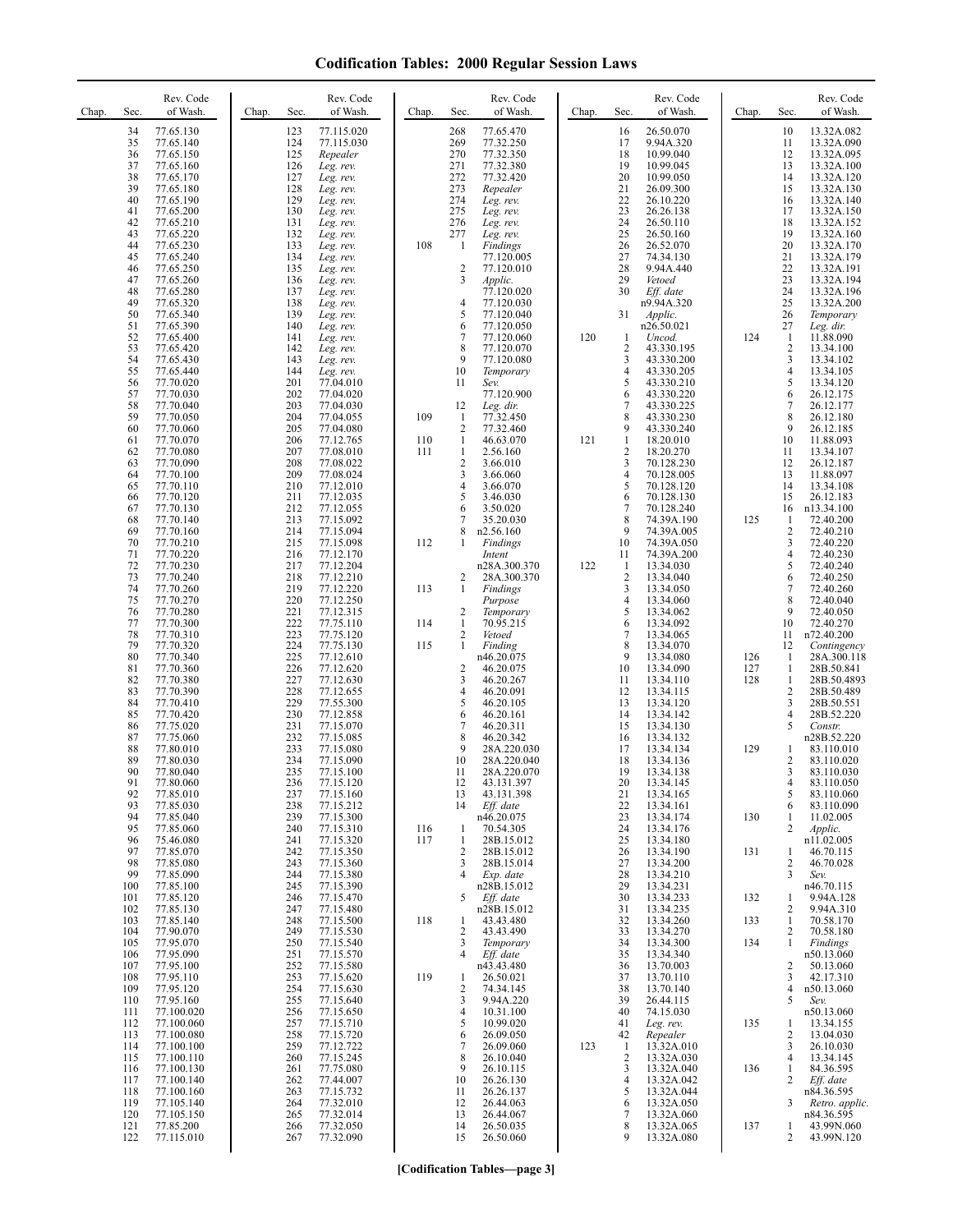# Codification Tables: 2000 Regular Session Laws

| Chap. | Sec. | Rev. Code of Wash. |
|---|---|---|
| | 34 | 77.65.130 |
| | 35 | 77.65.140 |
| | 36 | 77.65.150 |
| | 37 | 77.65.160 |
| | 38 | 77.65.170 |
| | 39 | 77.65.180 |
| | 40 | 77.65.190 |
| | 41 | 77.65.200 |
| | 42 | 77.65.210 |
| | 43 | 77.65.220 |
| | 44 | 77.65.230 |
| | 45 | 77.65.240 |
| | 46 | 77.65.250 |
| | 47 | 77.65.260 |
| | 48 | 77.65.280 |
| | 49 | 77.65.320 |
| | 50 | 77.65.340 |
| | 51 | 77.65.390 |
| | 52 | 77.65.400 |
| | 53 | 77.65.420 |
| | 54 | 77.65.430 |
| | 55 | 77.65.440 |
| | 56 | 77.70.020 |
| | 57 | 77.70.030 |
| | 58 | 77.70.040 |
| | 59 | 77.70.050 |
| | 60 | 77.70.060 |
| | 61 | 77.70.070 |
| | 62 | 77.70.080 |
| | 63 | 77.70.090 |
| | 64 | 77.70.100 |
| | 65 | 77.70.110 |
| | 66 | 77.70.120 |
| | 67 | 77.70.130 |
| | 68 | 77.70.140 |
| | 69 | 77.70.160 |
| | 70 | 77.70.210 |
| | 71 | 77.70.220 |
| | 72 | 77.70.230 |
| | 73 | 77.70.240 |
| | 74 | 77.70.260 |
| | 75 | 77.70.270 |
| | 76 | 77.70.280 |
| | 77 | 77.70.300 |
| | 78 | 77.70.310 |
| | 79 | 77.70.320 |
| | 80 | 77.70.340 |
| | 81 | 77.70.360 |
| | 82 | 77.70.380 |
| | 83 | 77.70.390 |
| | 84 | 77.70.410 |
| | 85 | 77.70.420 |
| | 86 | 77.75.020 |
| | 87 | 77.75.060 |
| | 88 | 77.80.010 |
| | 89 | 77.80.030 |
| | 90 | 77.80.040 |
| | 91 | 77.80.060 |
| | 92 | 77.85.010 |
| | 93 | 77.85.030 |
| | 94 | 77.85.040 |
| | 95 | 77.85.060 |
| | 96 | 75.46.080 |
| | 97 | 77.85.070 |
| | 98 | 77.85.080 |
| | 99 | 77.85.090 |
| | 100 | 77.85.100 |
| | 101 | 77.85.120 |
| | 102 | 77.85.130 |
| | 103 | 77.85.140 |
| | 104 | 77.90.070 |
| | 105 | 77.95.070 |
| | 106 | 77.95.090 |
| | 107 | 77.95.100 |
| | 108 | 77.95.110 |
| | 109 | 77.95.120 |
| | 110 | 77.95.160 |
| | 111 | 77.100.020 |
| | 112 | 77.100.060 |
| | 113 | 77.100.080 |
| | 114 | 77.100.100 |
| | 115 | 77.100.110 |
| | 116 | 77.100.130 |
| | 117 | 77.100.140 |
| | 118 | 77.100.160 |
| | 119 | 77.105.140 |
| | 120 | 77.105.150 |
| | 121 | 77.85.200 |
| | 122 | 77.115.010 |
| | 123 | 77.115.020 |
| | 124 | 77.115.030 |
| | 125 | *Repealer* |
| | 126 | *Leg. rev.* |
| | 127 | *Leg. rev.* |
| | 128 | *Leg. rev.* |
| | 129 | *Leg. rev.* |
| | 130 | *Leg. rev.* |
| | 131 | *Leg. rev.* |
| | 132 | *Leg. rev.* |
| | 133 | *Leg. rev.* |
| | 134 | *Leg. rev.* |
| | 135 | *Leg. rev.* |
| | 136 | *Leg. rev.* |
| | 137 | *Leg. rev.* |
| | 138 | *Leg. rev.* |
| | 139 | *Leg. rev.* |
| | 140 | *Leg. rev.* |
| | 141 | *Leg. rev.* |
| | 142 | *Leg. rev.* |
| | 143 | *Leg. rev.* |
| | 144 | *Leg. rev.* |
| | 201 | 77.04.010 |
| | 202 | 77.04.020 |
| | 203 | 77.04.030 |
| | 204 | 77.04.055 |
| | 205 | 77.04.080 |
| | 206 | 77.12.765 |
| | 207 | 77.08.010 |
| | 208 | 77.08.022 |
| | 209 | 77.08.024 |
| | 210 | 77.12.010 |
| | 211 | 77.12.035 |
| | 212 | 77.12.055 |
| | 213 | 77.15.092 |
| | 214 | 77.15.094 |
| | 215 | 77.15.098 |
| | 216 | 77.12.170 |
| | 217 | 77.12.204 |
| | 218 | 77.12.210 |
| | 219 | 77.12.220 |
| | 220 | 77.12.250 |
| | 221 | 77.12.315 |
| | 222 | 77.75.110 |
| | 223 | 77.75.120 |
| | 224 | 77.75.130 |
| | 225 | 77.12.610 |
| | 226 | 77.12.620 |
| | 227 | 77.12.630 |
| | 228 | 77.12.655 |
| | 229 | 77.55.300 |
| | 230 | 77.12.858 |
| | 231 | 77.15.070 |
| | 232 | 77.15.085 |
| | 233 | 77.15.080 |
| | 234 | 77.15.090 |
| | 235 | 77.15.100 |
| | 236 | 77.15.120 |
| | 237 | 77.15.160 |
| | 238 | 77.15.212 |
| | 239 | 77.15.300 |
| | 240 | 77.15.310 |
| | 241 | 77.15.320 |
| | 242 | 77.15.350 |
| | 243 | 77.15.360 |
| | 244 | 77.15.380 |
| | 245 | 77.15.390 |
| | 246 | 77.15.470 |
| | 247 | 77.15.480 |
| | 248 | 77.15.500 |
| | 249 | 77.15.530 |
| | 250 | 77.15.540 |
| | 251 | 77.15.570 |
| | 252 | 77.15.580 |
| | 253 | 77.15.620 |
| | 254 | 77.15.630 |
| | 255 | 77.15.640 |
| | 256 | 77.15.650 |
| | 257 | 77.15.710 |
| | 258 | 77.15.720 |
| | 259 | 77.12.722 |
| | 260 | 77.15.245 |
| | 261 | 77.75.080 |
| | 262 | 77.44.007 |
| | 263 | 77.15.732 |
| | 264 | 77.32.010 |
| | 265 | 77.32.014 |
| | 266 | 77.32.050 |
| | 267 | 77.32.090 |
| | 268 | 77.65.470 |
| | 269 | 77.32.250 |
| | 270 | 77.32.350 |
| | 271 | 77.32.380 |
| | 272 | 77.32.420 |
| | 273 | *Repealer* |
| | 274 | *Leg. rev.* |
| | 275 | *Leg. rev.* |
| | 276 | *Leg. rev.* |
| | 277 | *Leg. rev.* |
| 108 | 1 | *Findings* 77.120.005 |
| | 2 | 77.120.010 |
| | 3 | *Applic.* 77.120.020 |
| | 4 | 77.120.030 |
| | 5 | 77.120.040 |
| | 6 | 77.120.050 |
| | 7 | 77.120.060 |
| | 8 | 77.120.070 |
| | 9 | 77.120.080 |
| | 10 | *Temporary* |
| | 11 | *Sev.* 77.120.900 |
| | 12 | *Leg. dir.* |
| 109 | 1 | 77.32.450 |
| | 2 | 77.32.460 |
| 110 | 1 | 46.63.070 |
| 111 | 1 | 2.56.160 |
| | 2 | 3.66.010 |
| | 3 | 3.66.060 |
| | 4 | 3.66.070 |
| | 5 | 3.46.030 |
| | 6 | 3.50.020 |
| | 7 | 35.20.030 |
| | 8 | n2.56.160 |
| 112 | 1 | *Findings Intent* n28A.300.370 |
| | 2 | 28A.300.370 |
| 113 | 1 | *Findings Purpose* |
| | 2 | *Temporary* |
| 114 | 1 | 70.95.215 |
| | 2 | *Vetoed* |
| 115 | 1 | *Finding* n46.20.075 |
| | 2 | 46.20.075 |
| | 3 | 46.20.267 |
| | 4 | 46.20.091 |
| | 5 | 46.20.105 |
| | 6 | 46.20.161 |
| | 7 | 46.20.311 |
| | 8 | 46.20.342 |
| | 9 | 28A.220.030 |
| | 10 | 28A.220.040 |
| | 11 | 28A.220.070 |
| | 12 | 43.131.397 |
| | 13 | 43.131.398 |
| | 14 | *Eff. date* n46.20.075 |
| 116 | 1 | 70.54.305 |
| 117 | 1 | 28B.15.012 |
| | 2 | 28B.15.012 |
| | 3 | 28B.15.014 |
| | 4 | *Exp. date* n28B.15.012 |
| | 5 | *Eff. date* n28B.15.012 |
| 118 | 1 | 43.43.480 |
| | 2 | 43.43.490 |
| | 3 | *Temporary* |
| | 4 | *Eff. date* n43.43.480 |
| 119 | 1 | 26.50.021 |
| | 2 | 74.34.145 |
| | 3 | 9.94A.220 |
| | 4 | 10.31.100 |
| | 5 | 10.99.020 |
| | 6 | 26.09.050 |
| | 7 | 26.09.060 |
| | 8 | 26.10.040 |
| | 9 | 26.10.115 |
| | 10 | 26.26.130 |
| | 11 | 26.26.137 |
| | 12 | 26.44.063 |
| | 13 | 26.44.067 |
| | 14 | 26.50.035 |
| | 15 | 26.50.060 |
| | 16 | 26.50.070 |
| | 17 | 9.94A.320 |
| | 18 | 10.99.040 |
| | 19 | 10.99.045 |
| | 20 | 10.99.050 |
| | 21 | 26.09.300 |
| | 22 | 26.10.220 |
| | 23 | 26.26.138 |
| | 24 | 26.50.110 |
| | 25 | 26.50.160 |
| | 26 | 26.52.070 |
| | 27 | 74.34.130 |
| | 28 | 9.94A.440 |
| | 29 | *Vetoed* |
| | 30 | *Eff. date* n9.94A.320 |
| | 31 | *Applic.* n26.50.021 |
| 120 | 1 | *Uncod.* |
| | 2 | 43.330.195 |
| | 3 | 43.330.200 |
| | 4 | 43.330.205 |
| | 5 | 43.330.210 |
| | 6 | 43.330.220 |
| | 7 | 43.330.225 |
| | 8 | 43.330.230 |
| | 9 | 43.330.240 |
| 121 | 1 | 18.20.010 |
| | 2 | 18.20.270 |
| | 3 | 70.128.230 |
| | 4 | 70.128.005 |
| | 5 | 70.128.120 |
| | 6 | 70.128.130 |
| | 7 | 70.128.240 |
| | 8 | 74.39A.190 |
| | 9 | 74.39A.005 |
| | 10 | 74.39A.050 |
| | 11 | 74.39A.200 |
| 122 | 1 | 13.34.030 |
| | 2 | 13.34.040 |
| | 3 | 13.34.050 |
| | 4 | 13.34.060 |
| | 5 | 13.34.062 |
| | 6 | 13.34.092 |
| | 7 | 13.34.065 |
| | 8 | 13.34.070 |
| | 9 | 13.34.080 |
| | 10 | 13.34.090 |
| | 11 | 13.34.110 |
| | 12 | 13.34.115 |
| | 13 | 13.34.120 |
| | 14 | 13.34.142 |
| | 15 | 13.34.130 |
| | 16 | 13.34.132 |
| | 17 | 13.34.134 |
| | 18 | 13.34.136 |
| | 19 | 13.34.138 |
| | 20 | 13.34.145 |
| | 21 | 13.34.165 |
| | 22 | 13.34.161 |
| | 23 | 13.34.174 |
| | 24 | 13.34.176 |
| | 25 | 13.34.180 |
| | 26 | 13.34.190 |
| | 27 | 13.34.200 |
| | 28 | 13.34.210 |
| | 29 | 13.34.231 |
| | 30 | 13.34.233 |
| | 31 | 13.34.235 |
| | 32 | 13.34.260 |
| | 33 | 13.34.270 |
| | 34 | 13.34.300 |
| | 35 | 13.34.340 |
| | 36 | 13.70.003 |
| | 37 | 13.70.110 |
| | 38 | 13.70.140 |
| | 39 | 26.44.115 |
| | 40 | 74.15.030 |
| | 41 | *Leg. rev.* |
| | 42 | *Repealer* |
| 123 | 1 | 13.32A.010 |
| | 2 | 13.32A.030 |
| | 3 | 13.32A.040 |
| | 4 | 13.32A.042 |
| | 5 | 13.32A.044 |
| | 6 | 13.32A.050 |
| | 7 | 13.32A.060 |
| | 8 | 13.32A.065 |
| | 9 | 13.32A.080 |
| | 10 | 13.32A.082 |
| | 11 | 13.32A.090 |
| | 12 | 13.32A.095 |
| | 13 | 13.32A.100 |
| | 14 | 13.32A.120 |
| | 15 | 13.32A.130 |
| | 16 | 13.32A.140 |
| | 17 | 13.32A.150 |
| | 18 | 13.32A.152 |
| | 19 | 13.32A.160 |
| | 20 | 13.32A.170 |
| | 21 | 13.32A.179 |
| | 22 | 13.32A.191 |
| | 23 | 13.32A.194 |
| | 24 | 13.32A.196 |
| | 25 | 13.32A.200 |
| | 26 | *Temporary* |
| | 27 | *Leg. dir.* |
| 124 | 1 | 11.88.090 |
| | 2 | 13.34.100 |
| | 3 | 13.34.102 |
| | 4 | 13.34.105 |
| | 5 | 13.34.120 |
| | 6 | 26.12.175 |
| | 7 | 26.12.177 |
| | 8 | 26.12.180 |
| | 9 | 26.12.185 |
| | 10 | 11.88.093 |
| | 11 | 13.34.107 |
| | 12 | 26.12.187 |
| | 13 | 11.88.097 |
| | 14 | 13.34.108 |
| | 15 | 26.12.183 |
| | 16 | n13.34.100 |
| 125 | 1 | 72.40.200 |
| | 2 | 72.40.210 |
| | 3 | 72.40.220 |
| | 4 | 72.40.230 |
| | 5 | 72.40.240 |
| | 6 | 72.40.250 |
| | 7 | 72.40.260 |
| | 8 | 72.40.040 |
| | 9 | 72.40.050 |
| | 10 | 72.40.270 |
| | 11 | n72.40.200 |
| | 12 | *Contingency* |
| 126 | 1 | 28A.300.118 |
| 127 | 1 | 28B.50.841 |
| 128 | 1 | 28B.50.4893 |
| | 2 | 28B.50.489 |
| | 3 | 28B.50.551 |
| | 4 | 28B.52.220 |
| | 5 | *Constr.* n28B.52.220 |
| 129 | 1 | 83.110.010 |
| | 2 | 83.110.020 |
| | 3 | 83.110.030 |
| | 4 | 83.110.050 |
| | 5 | 83.110.060 |
| | 6 | 83.110.090 |
| 130 | 1 | 11.02.005 |
| | 2 | *Applic.* n11.02.005 |
| 131 | 1 | 46.70.115 |
| | 2 | 46.70.028 |
| | 3 | *Sev.* n46.70.115 |
| 132 | 1 | 9.94A.128 |
| | 2 | 9.94A.310 |
| 133 | 1 | 70.58.170 |
| | 2 | 70.58.180 |
| 134 | 1 | *Findings* n50.13.060 |
| | 2 | 50.13.060 |
| | 3 | 42.17.310 |
| | 4 | n50.13.060 |
| | 5 | *Sev.* n50.13.060 |
| 135 | 1 | 13.34.155 |
| | 2 | 13.04.030 |
| | 3 | 26.10.030 |
| | 4 | 13.34.145 |
| 136 | 1 | 84.36.595 |
| | 2 | *Eff. date* n84.36.595 |
| | 3 | *Retro. applic.* n84.36.595 |
| 137 | 1 | 43.99N.060 |
| | 2 | 43.99N.120 |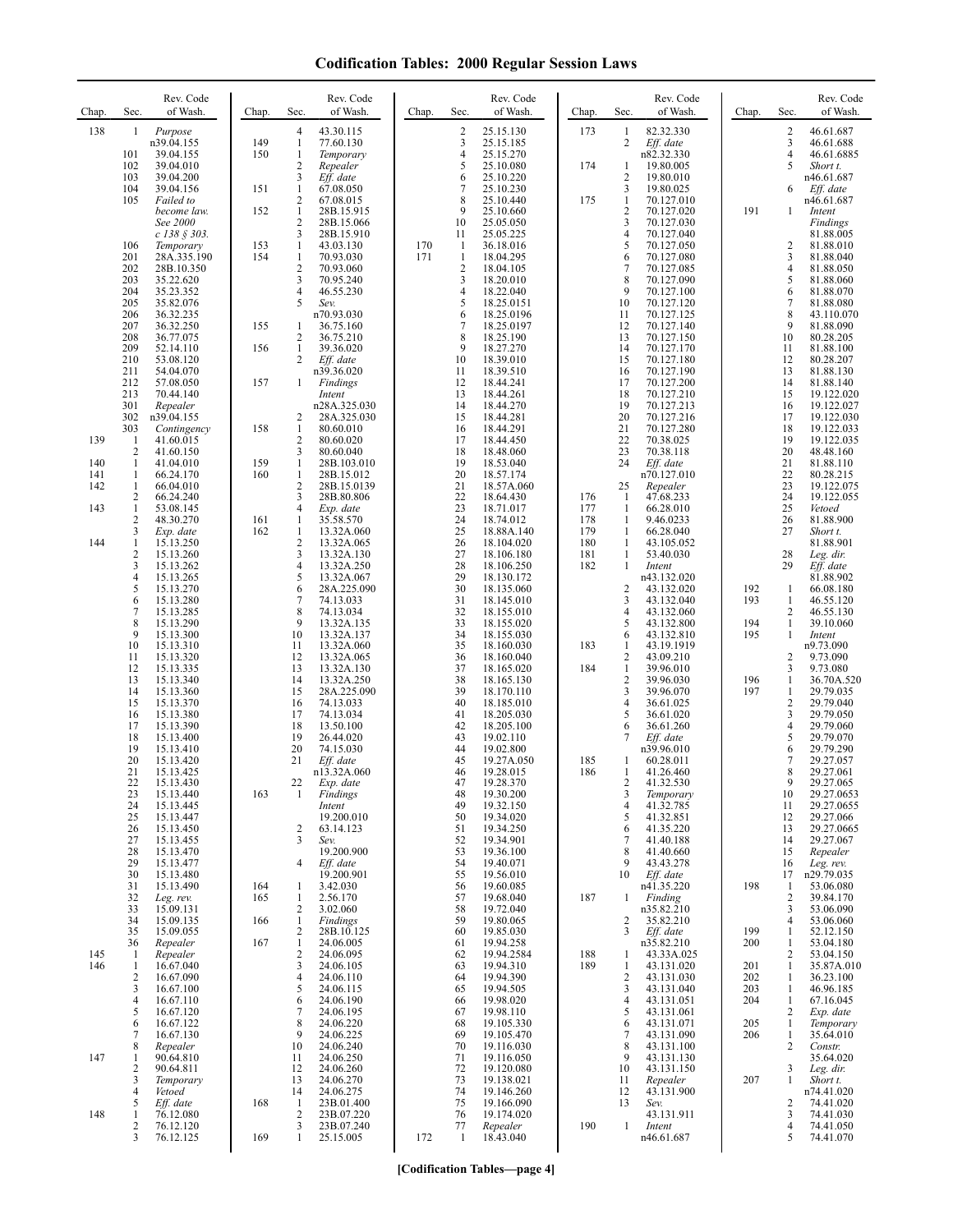# Codification Tables: 2000 Regular Session Laws

| Chap. | Sec. | Rev. Code of Wash. |
|---|---|---|
| 138 | 1 | *Purpose* n39.04.155 |
| | 101 | 39.04.155 |
| | 102 | 39.04.010 |
| | 103 | 39.04.200 |
| | 104 | 39.04.156 |
| | 105 | *Failed to become law. See 2000 c 138 § 303.* |
| | 106 | *Temporary* |
| | 201 | 28A.335.190 |
| | 202 | 28B.10.350 |
| | 203 | 35.22.620 |
| | 204 | 35.23.352 |
| | 205 | 35.82.076 |
| | 206 | 36.32.235 |
| | 207 | 36.32.250 |
| | 208 | 36.77.075 |
| | 209 | 52.14.110 |
| | 210 | 53.08.120 |
| | 211 | 54.04.070 |
| | 212 | 57.08.050 |
| | 213 | 70.44.140 |
| | 301 | *Repealer* |
| | 302 | n39.04.155 |
| | 303 | *Contingency* |
| 139 | 1 | 41.60.015 |
| | 2 | 41.60.150 |
| 140 | 1 | 41.04.010 |
| 141 | 1 | 66.24.170 |
| 142 | 1 | 66.04.010 |
| | 2 | 66.24.240 |
| 143 | 1 | 53.08.145 |
| | 2 | 48.30.270 |
| | 3 | *Exp. date* |
| 144 | 1 | 15.13.250 |
| | 2 | 15.13.260 |
| | 3 | 15.13.262 |
| | 4 | 15.13.265 |
| | 5 | 15.13.270 |
| | 6 | 15.13.280 |
| | 7 | 15.13.285 |
| | 8 | 15.13.290 |
| | 9 | 15.13.300 |
| | 10 | 15.13.310 |
| | 11 | 15.13.320 |
| | 12 | 15.13.335 |
| | 13 | 15.13.340 |
| | 14 | 15.13.360 |
| | 15 | 15.13.370 |
| | 16 | 15.13.380 |
| | 17 | 15.13.390 |
| | 18 | 15.13.400 |
| | 19 | 15.13.410 |
| | 20 | 15.13.420 |
| | 21 | 15.13.425 |
| | 22 | 15.13.430 |
| | 23 | 15.13.440 |
| | 24 | 15.13.445 |
| | 25 | 15.13.447 |
| | 26 | 15.13.450 |
| | 27 | 15.13.455 |
| | 28 | 15.13.470 |
| | 29 | 15.13.477 |
| | 30 | 15.13.480 |
| | 31 | 15.13.490 |
| | 32 | *Leg. rev.* |
| | 33 | 15.09.131 |
| | 34 | 15.09.135 |
| | 35 | 15.09.055 |
| | 36 | *Repealer* |
| 145 | 1 | *Repealer* |
| 146 | 1 | 16.67.040 |
| | 2 | 16.67.090 |
| | 3 | 16.67.100 |
| | 4 | 16.67.110 |
| | 5 | 16.67.120 |
| | 6 | 16.67.122 |
| | 7 | 16.67.130 |
| | 8 | *Repealer* |
| 147 | 1 | 90.64.810 |
| | 2 | 90.64.811 |
| | 3 | *Temporary* |
| | 4 | *Vetoed* |
| | 5 | *Eff. date* |
| 148 | 1 | 76.12.080 |
| | 2 | 76.12.120 |
| | 3 | 76.12.125 |
| | 4 | 43.30.115 |
| 149 | 1 | 77.60.130 |
| 150 | 1 | *Temporary* |
| | 2 | *Repealer* |
| | 3 | *Eff. date* |
| 151 | 1 | 67.08.050 |
| | 2 | 67.08.015 |
| 152 | 1 | 28B.15.915 |
| | 2 | 28B.15.066 |
| | 3 | 28B.15.910 |
| 153 | 1 | 43.03.130 |
| 154 | 1 | 70.93.030 |
| | 2 | 70.93.060 |
| | 3 | 70.95.240 |
| | 4 | 46.55.230 |
| | 5 | *Sev.* n70.93.030 |
| 155 | 1 | 36.75.160 |
| | 2 | 36.75.210 |
| 156 | 1 | 39.36.020 |
| | 2 | *Eff. date* n39.36.020 |
| 157 | 1 | *Findings Intent* n28A.325.030 |
| | 2 | 28A.325.030 |
| 158 | 1 | 80.60.010 |
| | 2 | 80.60.020 |
| | 3 | 80.60.040 |
| 159 | 1 | 28B.103.010 |
| 160 | 1 | 28B.15.012 |
| | 2 | 28B.15.0139 |
| | 3 | 28B.80.806 |
| | 4 | *Exp. date* |
| 161 | 1 | 35.58.570 |
| 162 | 1 | 13.32A.060 |
| | 2 | 13.32A.065 |
| | 3 | 13.32A.130 |
| | 4 | 13.32A.250 |
| | 5 | 13.32A.067 |
| | 6 | 28A.225.090 |
| | 7 | 74.13.033 |
| | 8 | 74.13.034 |
| | 9 | 13.32A.135 |
| | 10 | 13.32A.137 |
| | 11 | 13.32A.060 |
| | 12 | 13.32A.065 |
| | 13 | 13.32A.130 |
| | 14 | 13.32A.250 |
| | 15 | 28A.225.090 |
| | 16 | 74.13.033 |
| | 17 | 74.13.034 |
| | 18 | 13.50.100 |
| | 19 | 26.44.020 |
| | 20 | 74.15.030 |
| | 21 | *Eff. date* n13.32A.060 |
| | 22 | *Exp. date* |
| 163 | 1 | *Findings Intent* 19.200.010 |
| | 2 | 63.14.123 |
| | 3 | *Sev.* 19.200.900 |
| | 4 | *Eff. date* 19.200.901 |
| 164 | 1 | 3.42.030 |
| 165 | 1 | 2.56.170 |
| | 2 | 3.02.060 |
| 166 | 1 | *Findings* |
| | 2 | 28B.10.125 |
| 167 | 1 | 24.06.005 |
| | 2 | 24.06.095 |
| | 3 | 24.06.105 |
| | 4 | 24.06.110 |
| | 5 | 24.06.115 |
| | 6 | 24.06.190 |
| | 7 | 24.06.195 |
| | 8 | 24.06.220 |
| | 9 | 24.06.225 |
| | 10 | 24.06.240 |
| | 11 | 24.06.250 |
| | 12 | 24.06.260 |
| | 13 | 24.06.270 |
| | 14 | 24.06.275 |
| 168 | 1 | 23B.01.400 |
| | 2 | 23B.07.220 |
| | 3 | 23B.07.240 |
| 169 | 1 | 25.15.005 |
| | 2 | 25.15.130 |
| | 3 | 25.15.185 |
| | 4 | 25.15.270 |
| | 5 | 25.10.080 |
| | 6 | 25.10.220 |
| | 7 | 25.10.230 |
| | 8 | 25.10.440 |
| | 9 | 25.10.660 |
| | 10 | 25.05.050 |
| | 11 | 25.05.225 |
| 170 | 1 | 36.18.016 |
| 171 | 1 | 18.04.295 |
| | 2 | 18.04.105 |
| | 3 | 18.20.010 |
| | 4 | 18.22.040 |
| | 5 | 18.25.0151 |
| | 6 | 18.25.0196 |
| | 7 | 18.25.0197 |
| | 8 | 18.25.190 |
| | 9 | 18.27.270 |
| | 10 | 18.39.010 |
| | 11 | 18.39.510 |
| | 12 | 18.44.241 |
| | 13 | 18.44.261 |
| | 14 | 18.44.270 |
| | 15 | 18.44.281 |
| | 16 | 18.44.291 |
| | 17 | 18.44.450 |
| | 18 | 18.48.060 |
| | 19 | 18.53.040 |
| | 20 | 18.57.174 |
| | 21 | 18.57A.060 |
| | 22 | 18.64.430 |
| | 23 | 18.71.017 |
| | 24 | 18.74.012 |
| | 25 | 18.88A.140 |
| | 26 | 18.104.020 |
| | 27 | 18.106.180 |
| | 28 | 18.106.250 |
| | 29 | 18.130.172 |
| | 30 | 18.135.060 |
| | 31 | 18.145.010 |
| | 32 | 18.155.010 |
| | 33 | 18.155.020 |
| | 34 | 18.155.030 |
| | 35 | 18.160.030 |
| | 36 | 18.160.040 |
| | 37 | 18.165.020 |
| | 38 | 18.165.130 |
| | 39 | 18.170.110 |
| | 40 | 18.185.010 |
| | 41 | 18.205.030 |
| | 42 | 18.205.100 |
| | 43 | 19.02.110 |
| | 44 | 19.02.800 |
| | 45 | 19.27A.050 |
| | 46 | 19.28.015 |
| | 47 | 19.28.370 |
| | 48 | 19.30.200 |
| | 49 | 19.32.150 |
| | 50 | 19.34.020 |
| | 51 | 19.34.250 |
| | 52 | 19.34.901 |
| | 53 | 19.36.100 |
| | 54 | 19.40.071 |
| | 55 | 19.56.010 |
| | 56 | 19.60.085 |
| | 57 | 19.68.040 |
| | 58 | 19.72.040 |
| | 59 | 19.80.065 |
| | 60 | 19.85.030 |
| | 61 | 19.94.258 |
| | 62 | 19.94.2584 |
| | 63 | 19.94.310 |
| | 64 | 19.94.390 |
| | 65 | 19.94.505 |
| | 66 | 19.98.020 |
| | 67 | 19.98.110 |
| | 68 | 19.105.330 |
| | 69 | 19.105.470 |
| | 70 | 19.116.030 |
| | 71 | 19.116.050 |
| | 72 | 19.120.080 |
| | 73 | 19.138.021 |
| | 74 | 19.146.260 |
| | 75 | 19.166.090 |
| | 76 | 19.174.020 |
| | 77 | *Repealer* |
| 172 | 1 | 18.43.040 |
| 173 | 1 | 82.32.330 |
| | 2 | *Eff. date* n82.32.330 |
| 174 | 1 | 19.80.005 |
| | 2 | 19.80.010 |
| | 3 | 19.80.025 |
| 175 | 1 | 70.127.010 |
| | 2 | 70.127.020 |
| | 3 | 70.127.030 |
| | 4 | 70.127.040 |
| | 5 | 70.127.050 |
| | 6 | 70.127.080 |
| | 7 | 70.127.085 |
| | 8 | 70.127.090 |
| | 9 | 70.127.100 |
| | 10 | 70.127.120 |
| | 11 | 70.127.125 |
| | 12 | 70.127.140 |
| | 13 | 70.127.150 |
| | 14 | 70.127.170 |
| | 15 | 70.127.180 |
| | 16 | 70.127.190 |
| | 17 | 70.127.200 |
| | 18 | 70.127.210 |
| | 19 | 70.127.213 |
| | 20 | 70.127.216 |
| | 21 | 70.127.280 |
| | 22 | 70.38.025 |
| | 23 | 70.38.118 |
| | 24 | *Eff. date* n70.127.010 |
| | 25 | *Repealer* |
| 176 | 1 | 47.68.233 |
| 177 | 1 | 66.28.010 |
| 178 | 1 | 9.46.0233 |
| 179 | 1 | 66.28.040 |
| 180 | 1 | 43.105.052 |
| 181 | 1 | 53.40.030 |
| 182 | 1 | *Intent* n43.132.020 |
| | 2 | 43.132.020 |
| | 3 | 43.132.040 |
| | 4 | 43.132.060 |
| | 5 | 43.132.800 |
| | 6 | 43.132.810 |
| 183 | 1 | 43.19.1919 |
| | 2 | 43.09.210 |
| 184 | 1 | 39.96.010 |
| | 2 | 39.96.030 |
| | 3 | 39.96.070 |
| | 4 | 36.61.025 |
| | 5 | 36.61.020 |
| | 6 | 36.61.260 |
| | 7 | *Eff. date* n39.96.010 |
| 185 | 1 | 60.28.011 |
| 186 | 1 | 41.26.460 |
| | 2 | 41.32.530 |
| | 3 | *Temporary* |
| | 4 | 41.32.785 |
| | 5 | 41.32.851 |
| | 6 | 41.35.220 |
| | 7 | 41.40.188 |
| | 8 | 41.40.660 |
| | 9 | 43.43.278 |
| | 10 | *Eff. date* n41.35.220 |
| 187 | 1 | *Finding* n35.82.210 |
| | 2 | 35.82.210 |
| | 3 | *Eff. date* n35.82.210 |
| 188 | 1 | 43.33A.025 |
| 189 | 1 | 43.131.020 |
| | 2 | 43.131.030 |
| | 3 | 43.131.040 |
| | 4 | 43.131.051 |
| | 5 | 43.131.061 |
| | 6 | 43.131.071 |
| | 7 | 43.131.090 |
| | 8 | 43.131.100 |
| | 9 | 43.131.130 |
| | 10 | 43.131.150 |
| | 11 | *Repealer* |
| | 12 | 43.131.900 |
| | 13 | *Sev.* 43.131.911 |
| 190 | 1 | *Intent* n46.61.687 |
| | 2 | 46.61.687 |
| | 3 | 46.61.688 |
| | 4 | 46.61.6885 |
| | 5 | *Short t.* n46.61.687 |
| | 6 | *Eff. date* n46.61.687 |
| 191 | 1 | *Intent Findings* 81.88.005 |
| | 2 | 81.88.010 |
| | 3 | 81.88.040 |
| | 4 | 81.88.050 |
| | 5 | 81.88.060 |
| | 6 | 81.88.070 |
| | 7 | 81.88.080 |
| | 8 | 43.110.070 |
| | 9 | 81.88.090 |
| | 10 | 80.28.205 |
| | 11 | 81.88.100 |
| | 12 | 80.28.207 |
| | 13 | 81.88.130 |
| | 14 | 81.88.140 |
| | 15 | 19.122.020 |
| | 16 | 19.122.027 |
| | 17 | 19.122.030 |
| | 18 | 19.122.033 |
| | 19 | 19.122.035 |
| | 20 | 48.48.160 |
| | 21 | 81.88.110 |
| | 22 | 80.28.215 |
| | 23 | 19.122.075 |
| | 24 | 19.122.055 |
| | 25 | *Vetoed* |
| | 26 | 81.88.900 |
| | 27 | *Short t.* 81.88.901 |
| | 28 | *Leg. dir.* |
| | 29 | *Eff. date* 81.88.902 |
| 192 | 1 | 66.08.180 |
| 193 | 1 | 46.55.120 |
| | 2 | 46.55.130 |
| 194 | 1 | 39.10.060 |
| 195 | 1 | *Intent* n9.73.090 |
| | 2 | 9.73.090 |
| | 3 | 9.73.080 |
| 196 | 1 | 36.70A.520 |
| 197 | 1 | 29.79.035 |
| | 2 | 29.79.040 |
| | 3 | 29.79.050 |
| | 4 | 29.79.060 |
| | 5 | 29.79.070 |
| | 6 | 29.79.290 |
| | 7 | 29.27.057 |
| | 8 | 29.27.061 |
| | 9 | 29.27.065 |
| | 10 | 29.27.0653 |
| | 11 | 29.27.0655 |
| | 12 | 29.27.066 |
| | 13 | 29.27.0665 |
| | 14 | 29.27.067 |
| | 15 | *Repealer* |
| | 16 | *Leg. rev.* |
| | 17 | n29.79.035 |
| 198 | 1 | 53.06.080 |
| | 2 | 39.84.170 |
| | 3 | 53.06.090 |
| | 4 | 53.06.060 |
| 199 | 1 | 52.12.150 |
| 200 | 1 | 53.04.180 |
| | 2 | 53.04.150 |
| 201 | 1 | 35.87A.010 |
| 202 | 1 | 36.23.100 |
| 203 | 1 | 46.96.185 |
| 204 | 1 | 67.16.045 |
| | 2 | *Exp. date* |
| 205 | 1 | *Temporary* |
| 206 | 1 | 35.64.010 |
| | 2 | *Constr.* 35.64.020 |
| | 3 | *Leg. dir.* |
| 207 | 1 | *Short t.* n74.41.020 |
| | 2 | 74.41.020 |
| | 3 | 74.41.030 |
| | 4 | 74.41.050 |
| | 5 | 74.41.070 |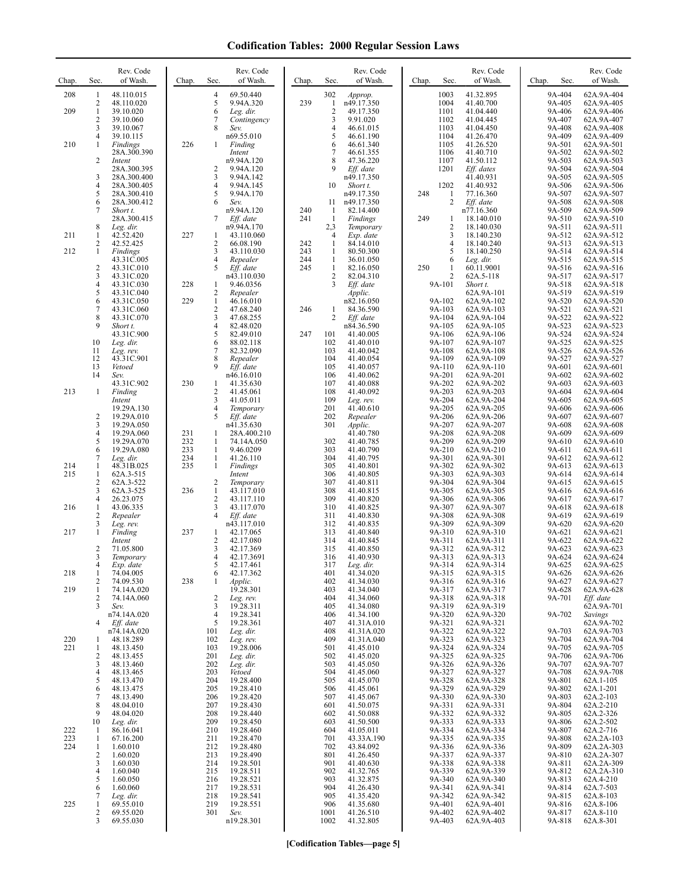# Codification Tables: 2000 Regular Session Laws

| Chap. | Sec. | Rev. Code of Wash. |
|---|---|---|
| 208 | 1 | 48.110.015 |
| | 2 | 48.110.020 |
| 209 | 1 | 39.10.020 |
| | 2 | 39.10.060 |
| | 3 | 39.10.067 |
| | 4 | 39.10.115 |
| 210 | 1 | *Findings* 28A.300.390 |
| | 2 | *Intent* 28A.300.395 |
| | 3 | 28A.300.400 |
| | 4 | 28A.300.405 |
| | 5 | 28A.300.410 |
| | 6 | 28A.300.412 |
| | 7 | *Short t.* 28A.300.415 |
| | 8 | *Leg. dir.* |
| 211 | 1 | 42.52.420 |
| | 2 | 42.52.425 |
| 212 | 1 | *Findings* 43.31C.005 |
| | 2 | 43.31C.010 |
| | 3 | 43.31C.020 |
| | 4 | 43.31C.030 |
| | 5 | 43.31C.040 |
| | 6 | 43.31C.050 |
| | 7 | 43.31C.060 |
| | 8 | 43.31C.070 |
| | 9 | *Short t.* 43.31C.900 |
| | 10 | *Leg. dir.* |
| | 11 | *Leg. rev.* |
| | 12 | 43.31C.901 |
| | 13 | *Vetoed* |
| | 14 | *Sev.* 43.31C.902 |
| 213 | 1 | *Finding Intent* 19.29A.130 |
| | 2 | 19.29A.010 |
| | 3 | 19.29A.050 |
| | 4 | 19.29A.060 |
| | 5 | 19.29A.070 |
| | 6 | 19.29A.080 |
| | 7 | *Leg. dir.* |
| 214 | 1 | 48.31B.025 |
| 215 | 1 | 62A.3-515 |
| | 2 | 62A.3-522 |
| | 3 | 62A.3-525 |
| | 4 | 26.23.075 |
| 216 | 1 | 43.06.335 |
| | 2 | *Repealer* |
| | 3 | *Leg. rev.* |
| 217 | 1 | *Finding Intent* |
| | 2 | 71.05.800 |
| | 3 | *Temporary* |
| | 4 | *Exp. date* |
| 218 | 1 | 74.04.005 |
| | 2 | 74.09.530 |
| 219 | 1 | 74.14A.020 |
| | 2 | 74.14A.060 |
| | 3 | *Sev.* n74.14A.020 |
| | 4 | *Eff. date* n74.14A.020 |
| 220 | 1 | 48.18.289 |
| 221 | 1 | 48.13.450 |
| | 2 | 48.13.455 |
| | 3 | 48.13.460 |
| | 4 | 48.13.465 |
| | 5 | 48.13.470 |
| | 6 | 48.13.475 |
| | 7 | 48.13.490 |
| | 8 | 48.04.010 |
| | 9 | 48.04.020 |
| | 10 | *Leg. dir.* |
| 222 | 1 | 86.16.041 |
| 223 | 1 | 67.16.200 |
| 224 | 1 | 1.60.010 |
| | 2 | 1.60.020 |
| | 3 | 1.60.030 |
| | 4 | 1.60.040 |
| | 5 | 1.60.050 |
| | 6 | 1.60.060 |
| | 7 | *Leg. dir.* |
| 225 | 1 | 69.55.010 |
| | 2 | 69.55.020 |
| | 3 | 69.55.030 |
| | 4 | 69.50.440 |
| | 5 | 9.94A.320 |
| | 6 | *Leg. dir.* |
| | 7 | *Contingency* |
| | 8 | *Sev.* n69.55.010 |
| 226 | 1 | *Finding Intent* n9.94A.120 |
| | 2 | 9.94A.120 |
| | 3 | 9.94A.142 |
| | 4 | 9.94A.145 |
| | 5 | 9.94A.170 |
| | 6 | *Sev.* n9.94A.120 |
| | 7 | *Eff. date* n9.94A.170 |
| 227 | 1 | 43.110.060 |
| | 2 | 66.08.190 |
| | 3 | 43.110.030 |
| | 4 | *Repealer* |
| | 5 | *Eff. date* n43.110.030 |
| 228 | 1 | 9.46.0356 |
| | 2 | *Repealer* |
| 229 | 1 | 46.16.010 |
| | 2 | 47.68.240 |
| | 3 | 47.68.255 |
| | 4 | 82.48.020 |
| | 5 | 82.49.010 |
| | 6 | 88.02.118 |
| | 7 | 82.32.090 |
| | 8 | *Repealer* |
| | 9 | *Eff. date* n46.16.010 |
| 230 | 1 | 41.35.630 |
| | 2 | 41.45.061 |
| | 3 | 41.05.011 |
| | 4 | *Temporary* |
| | 5 | *Eff. date* n41.35.630 |
| 231 | 1 | 28A.400.210 |
| 232 | 1 | 74.14A.050 |
| 233 | 1 | 9.46.0209 |
| 234 | 1 | 41.26.110 |
| 235 | 1 | *Findings Intent* |
| | 2 | *Temporary* |
| 236 | 1 | 43.117.010 |
| | 2 | 43.117.110 |
| | 3 | 43.117.070 |
| | 4 | *Eff. date* n43.117.010 |
| 237 | 1 | 42.17.065 |
| | 2 | 42.17.080 |
| | 3 | 42.17.369 |
| | 4 | 42.17.3691 |
| | 5 | 42.17.461 |
| | 6 | 42.17.362 |
| 238 | 1 | *Applic.* 19.28.301 |
| | 2 | *Leg. rev.* |
| | 3 | 19.28.311 |
| | 4 | 19.28.341 |
| | 5 | 19.28.361 |
| | 101 | *Leg. dir.* |
| | 102 | *Leg. rev.* |
| | 103 | 19.28.006 |
| | 201 | *Leg. dir.* |
| | 202 | *Leg. dir.* |
| | 203 | *Vetoed* |
| | 204 | 19.28.400 |
| | 205 | 19.28.410 |
| | 206 | 19.28.420 |
| | 207 | 19.28.430 |
| | 208 | 19.28.440 |
| | 209 | 19.28.450 |
| | 210 | 19.28.460 |
| | 211 | 19.28.470 |
| | 212 | 19.28.480 |
| | 213 | 19.28.490 |
| | 214 | 19.28.501 |
| | 215 | 19.28.511 |
| | 216 | 19.28.521 |
| | 217 | 19.28.531 |
| | 218 | 19.28.541 |
| | 219 | 19.28.551 |
| | 301 | *Sev.* n19.28.301 |
| | 302 | *Approp.* |
| 239 | 1 | n49.17.350 |
| | 2 | 49.17.350 |
| | 3 | 9.91.020 |
| | 4 | 46.61.015 |
| | 5 | 46.61.190 |
| | 6 | 46.61.340 |
| | 7 | 46.61.355 |
| | 8 | 47.36.220 |
| | 9 | *Eff. date* n49.17.350 |
| | 10 | *Short t.* n49.17.350 |
| | 11 | n49.17.350 |
| 240 | 1 | 82.14.400 |
| 241 | 1 | *Findings* |
| | 2,3 | *Temporary* |
| | 4 | *Exp. date* |
| 242 | 1 | 84.14.010 |
| 243 | 1 | 80.50.300 |
| 244 | 1 | 36.01.050 |
| 245 | 1 | 82.16.050 |
| | 2 | 82.04.310 |
| | 3 | *Eff. date Applic.* n82.16.050 |
| 246 | 1 | 84.36.590 |
| | 2 | *Eff. date* n84.36.590 |
| 247 | 101 | 41.40.005 |
| | 102 | 41.40.010 |
| | 103 | 41.40.042 |
| | 104 | 41.40.054 |
| | 105 | 41.40.057 |
| | 106 | 41.40.062 |
| | 107 | 41.40.088 |
| | 108 | 41.40.092 |
| | 109 | *Leg. rev.* |
| | 201 | 41.40.610 |
| | 202 | *Repealer* |
| | 301 | *Applic.* 41.40.780 |
| | 302 | 41.40.785 |
| | 303 | 41.40.790 |
| | 304 | 41.40.795 |
| | 305 | 41.40.801 |
| | 306 | 41.40.805 |
| | 307 | 41.40.811 |
| | 308 | 41.40.815 |
| | 309 | 41.40.820 |
| | 310 | 41.40.825 |
| | 311 | 41.40.830 |
| | 312 | 41.40.835 |
| | 313 | 41.40.840 |
| | 314 | 41.40.845 |
| | 315 | 41.40.850 |
| | 316 | 41.40.930 |
| | 317 | *Leg. dir.* |
| | 401 | 41.34.020 |
| | 402 | 41.34.030 |
| | 403 | 41.34.040 |
| | 404 | 41.34.060 |
| | 405 | 41.34.080 |
| | 406 | 41.34.100 |
| | 407 | 41.31A.010 |
| | 408 | 41.31A.020 |
| | 409 | 41.31A.040 |
| | 501 | 41.45.010 |
| | 502 | 41.45.020 |
| | 503 | 41.45.050 |
| | 504 | 41.45.060 |
| | 505 | 41.45.070 |
| | 506 | 41.45.061 |
| | 507 | 41.45.067 |
| | 601 | 41.50.075 |
| | 602 | 41.50.088 |
| | 603 | 41.50.500 |
| | 604 | 41.05.011 |
| | 701 | 43.33A.190 |
| | 702 | 43.84.092 |
| | 801 | 41.26.450 |
| | 901 | 41.40.630 |
| | 902 | 41.32.765 |
| | 903 | 41.32.875 |
| | 904 | 41.26.430 |
| | 905 | 41.35.420 |
| | 906 | 41.35.680 |
| | 1001 | 41.26.510 |
| | 1002 | 41.32.805 |
| | 1003 | 41.32.895 |
| | 1004 | 41.40.700 |
| | 1101 | 41.04.440 |
| | 1102 | 41.04.445 |
| | 1103 | 41.04.450 |
| | 1104 | 41.26.470 |
| | 1105 | 41.26.520 |
| | 1106 | 41.40.710 |
| | 1107 | 41.50.112 |
| | 1201 | *Eff. dates* 41.40.931 |
| | 1202 | 41.40.932 |
| 248 | 1 | 77.16.360 |
| | 2 | *Eff. date* n77.16.360 |
| 249 | 1 | 18.140.010 |
| | 2 | 18.140.030 |
| | 3 | 18.140.230 |
| | 4 | 18.140.240 |
| | 5 | 18.140.250 |
| | 6 | *Leg. dir.* |
| 250 | 1 | 60.11.9001 |
| | 2 | 62A.5-118 |
| | 9A-101 | *Short t.* 62A.9A-101 |
| | 9A-102 | 62A.9A-102 |
| | 9A-103 | 62A.9A-103 |
| | 9A-104 | 62A.9A-104 |
| | 9A-105 | 62A.9A-105 |
| | 9A-106 | 62A.9A-106 |
| | 9A-107 | 62A.9A-107 |
| | 9A-108 | 62A.9A-108 |
| | 9A-109 | 62A.9A-109 |
| | 9A-110 | 62A.9A-110 |
| | 9A-201 | 62A.9A-201 |
| | 9A-202 | 62A.9A-202 |
| | 9A-203 | 62A.9A-203 |
| | 9A-204 | 62A.9A-204 |
| | 9A-205 | 62A.9A-205 |
| | 9A-206 | 62A.9A-206 |
| | 9A-207 | 62A.9A-207 |
| | 9A-208 | 62A.9A-208 |
| | 9A-209 | 62A.9A-209 |
| | 9A-210 | 62A.9A-210 |
| | 9A-301 | 62A.9A-301 |
| | 9A-302 | 62A.9A-302 |
| | 9A-303 | 62A.9A-303 |
| | 9A-304 | 62A.9A-304 |
| | 9A-305 | 62A.9A-305 |
| | 9A-306 | 62A.9A-306 |
| | 9A-307 | 62A.9A-307 |
| | 9A-308 | 62A.9A-308 |
| | 9A-309 | 62A.9A-309 |
| | 9A-310 | 62A.9A-310 |
| | 9A-311 | 62A.9A-311 |
| | 9A-312 | 62A.9A-312 |
| | 9A-313 | 62A.9A-313 |
| | 9A-314 | 62A.9A-314 |
| | 9A-315 | 62A.9A-315 |
| | 9A-316 | 62A.9A-316 |
| | 9A-317 | 62A.9A-317 |
| | 9A-318 | 62A.9A-318 |
| | 9A-319 | 62A.9A-319 |
| | 9A-320 | 62A.9A-320 |
| | 9A-321 | 62A.9A-321 |
| | 9A-322 | 62A.9A-322 |
| | 9A-323 | 62A.9A-323 |
| | 9A-324 | 62A.9A-324 |
| | 9A-325 | 62A.9A-325 |
| | 9A-326 | 62A.9A-326 |
| | 9A-327 | 62A.9A-327 |
| | 9A-328 | 62A.9A-328 |
| | 9A-329 | 62A.9A-329 |
| | 9A-330 | 62A.9A-330 |
| | 9A-331 | 62A.9A-331 |
| | 9A-332 | 62A.9A-332 |
| | 9A-333 | 62A.9A-333 |
| | 9A-334 | 62A.9A-334 |
| | 9A-335 | 62A.9A-335 |
| | 9A-336 | 62A.9A-336 |
| | 9A-337 | 62A.9A-337 |
| | 9A-338 | 62A.9A-338 |
| | 9A-339 | 62A.9A-339 |
| | 9A-340 | 62A.9A-340 |
| | 9A-341 | 62A.9A-341 |
| | 9A-342 | 62A.9A-342 |
| | 9A-401 | 62A.9A-401 |
| | 9A-402 | 62A.9A-402 |
| | 9A-403 | 62A.9A-403 |
| | 9A-404 | 62A.9A-404 |
| | 9A-405 | 62A.9A-405 |
| | 9A-406 | 62A.9A-406 |
| | 9A-407 | 62A.9A-407 |
| | 9A-408 | 62A.9A-408 |
| | 9A-409 | 62A.9A-409 |
| | 9A-501 | 62A.9A-501 |
| | 9A-502 | 62A.9A-502 |
| | 9A-503 | 62A.9A-503 |
| | 9A-504 | 62A.9A-504 |
| | 9A-505 | 62A.9A-505 |
| | 9A-506 | 62A.9A-506 |
| | 9A-507 | 62A.9A-507 |
| | 9A-508 | 62A.9A-508 |
| | 9A-509 | 62A.9A-509 |
| | 9A-510 | 62A.9A-510 |
| | 9A-511 | 62A.9A-511 |
| | 9A-512 | 62A.9A-512 |
| | 9A-513 | 62A.9A-513 |
| | 9A-514 | 62A.9A-514 |
| | 9A-515 | 62A.9A-515 |
| | 9A-516 | 62A.9A-516 |
| | 9A-517 | 62A.9A-517 |
| | 9A-518 | 62A.9A-518 |
| | 9A-519 | 62A.9A-519 |
| | 9A-520 | 62A.9A-520 |
| | 9A-521 | 62A.9A-521 |
| | 9A-522 | 62A.9A-522 |
| | 9A-523 | 62A.9A-523 |
| | 9A-524 | 62A.9A-524 |
| | 9A-525 | 62A.9A-525 |
| | 9A-526 | 62A.9A-526 |
| | 9A-527 | 62A.9A-527 |
| | 9A-601 | 62A.9A-601 |
| | 9A-602 | 62A.9A-602 |
| | 9A-603 | 62A.9A-603 |
| | 9A-604 | 62A.9A-604 |
| | 9A-605 | 62A.9A-605 |
| | 9A-606 | 62A.9A-606 |
| | 9A-607 | 62A.9A-607 |
| | 9A-608 | 62A.9A-608 |
| | 9A-609 | 62A.9A-609 |
| | 9A-610 | 62A.9A-610 |
| | 9A-611 | 62A.9A-611 |
| | 9A-612 | 62A.9A-612 |
| | 9A-613 | 62A.9A-613 |
| | 9A-614 | 62A.9A-614 |
| | 9A-615 | 62A.9A-615 |
| | 9A-616 | 62A.9A-616 |
| | 9A-617 | 62A.9A-617 |
| | 9A-618 | 62A.9A-618 |
| | 9A-619 | 62A.9A-619 |
| | 9A-620 | 62A.9A-620 |
| | 9A-621 | 62A.9A-621 |
| | 9A-622 | 62A.9A-622 |
| | 9A-623 | 62A.9A-623 |
| | 9A-624 | 62A.9A-624 |
| | 9A-625 | 62A.9A-625 |
| | 9A-626 | 62A.9A-626 |
| | 9A-627 | 62A.9A-627 |
| | 9A-628 | 62A.9A-628 |
| | 9A-701 | *Eff. date* 62A.9A-701 |
| | 9A-702 | *Savings* 62A.9A-702 |
| | 9A-703 | 62A.9A-703 |
| | 9A-704 | 62A.9A-704 |
| | 9A-705 | 62A.9A-705 |
| | 9A-706 | 62A.9A-706 |
| | 9A-707 | 62A.9A-707 |
| | 9A-708 | 62A.9A-708 |
| | 9A-801 | 62A.1-105 |
| | 9A-802 | 62A.1-201 |
| | 9A-803 | 62A.2-103 |
| | 9A-804 | 62A.2-210 |
| | 9A-805 | 62A.2-326 |
| | 9A-806 | 62A.2-502 |
| | 9A-807 | 62A.2-716 |
| | 9A-808 | 62A.2A-103 |
| | 9A-809 | 62A.2A-303 |
| | 9A-810 | 62A.2A-307 |
| | 9A-811 | 62A.2A-309 |
| | 9A-812 | 62A.2A-310 |
| | 9A-813 | 62A.4-210 |
| | 9A-814 | 62A.7-503 |
| | 9A-815 | 62A.8-103 |
| | 9A-816 | 62A.8-106 |
| | 9A-817 | 62A.8-110 |
| | 9A-818 | 62A.8-301 |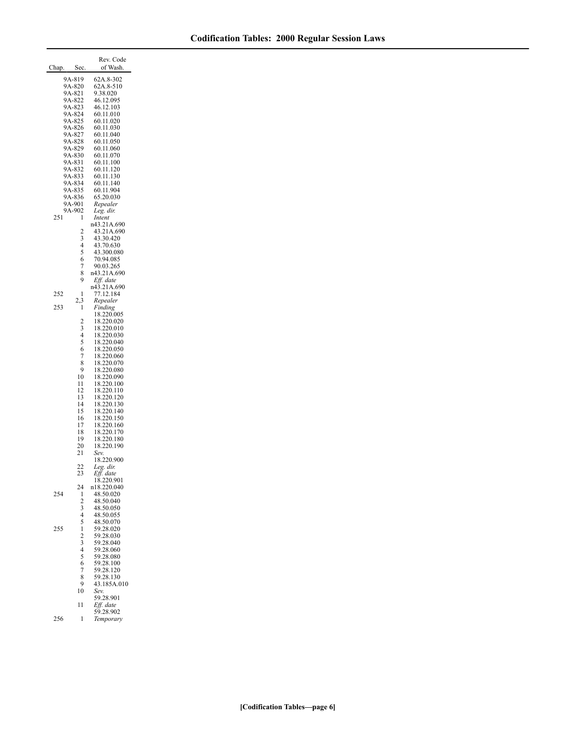| Chap. | Sec. | Rev. Code of Wash. |
|---|---|---|
| | 9A-819 | 62A.8-302 |
| | 9A-820 | 62A.8-510 |
| | 9A-821 | 9.38.020 |
| | 9A-822 | 46.12.095 |
| | 9A-823 | 46.12.103 |
| | 9A-824 | 60.11.010 |
| | 9A-825 | 60.11.020 |
| | 9A-826 | 60.11.030 |
| | 9A-827 | 60.11.040 |
| | 9A-828 | 60.11.050 |
| | 9A-829 | 60.11.060 |
| | 9A-830 | 60.11.070 |
| | 9A-831 | 60.11.100 |
| | 9A-832 | 60.11.120 |
| | 9A-833 | 60.11.130 |
| | 9A-834 | 60.11.140 |
| | 9A-835 | 60.11.904 |
| | 9A-836 | 65.20.030 |
| | 9A-901 | *Repealer* |
| | 9A-902 | *Leg. dir.* |
| 251 | 1 | *Intent* n43.21A.690 |
| | 2 | 43.21A.690 |
| | 3 | 43.30.420 |
| | 4 | 43.70.630 |
| | 5 | 43.300.080 |
| | 6 | 70.94.085 |
| | 7 | 90.03.265 |
| | 8 | n43.21A.690 |
| | 9 | *Eff. date* n43.21A.690 |
| 252 | 1 | 77.12.184 |
| | 2,3 | *Repealer* |
| 253 | 1 | *Finding* 18.220.005 |
| | 2 | 18.220.020 |
| | 3 | 18.220.010 |
| | 4 | 18.220.030 |
| | 5 | 18.220.040 |
| | 6 | 18.220.050 |
| | 7 | 18.220.060 |
| | 8 | 18.220.070 |
| | 9 | 18.220.080 |
| | 10 | 18.220.090 |
| | 11 | 18.220.100 |
| | 12 | 18.220.110 |
| | 13 | 18.220.120 |
| | 14 | 18.220.130 |
| | 15 | 18.220.140 |
| | 16 | 18.220.150 |
| | 17 | 18.220.160 |
| | 18 | 18.220.170 |
| | 19 | 18.220.180 |
| | 20 | 18.220.190 |
| | 21 | *Sev.* 18.220.900 |
| | 22 | *Leg. dir.* |
| | 23 | *Eff. date* 18.220.901 |
| | 24 | n18.220.040 |
| 254 | 1 | 48.50.020 |
| | 2 | 48.50.040 |
| | 3 | 48.50.050 |
| | 4 | 48.50.055 |
| | 5 | 48.50.070 |
| 255 | 1 | 59.28.020 |
| | 2 | 59.28.030 |
| | 3 | 59.28.040 |
| | 4 | 59.28.060 |
| | 5 | 59.28.080 |
| | 6 | 59.28.100 |
| | 7 | 59.28.120 |
| | 8 | 59.28.130 |
| | 9 | 43.185A.010 |
| | 10 | *Sev.* 59.28.901 |
| | 11 | *Eff. date* 59.28.902 |
| 256 | 1 | *Temporary* |